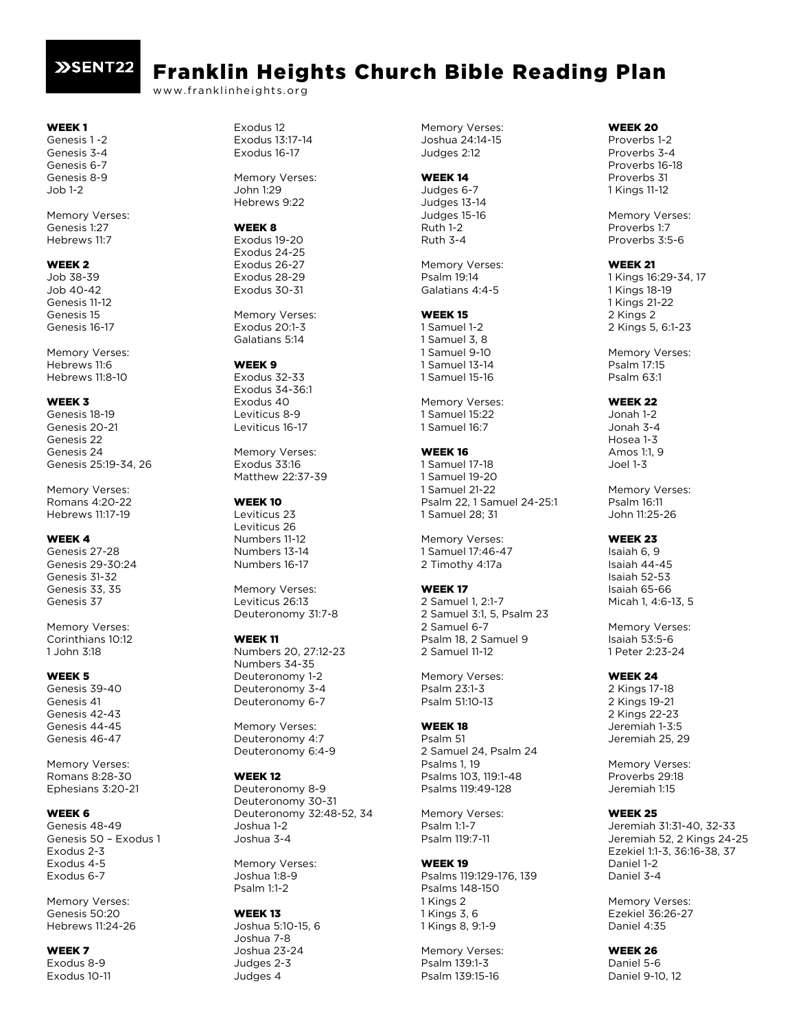SENT22

# Franklin Heights Church Bible Reading Plan

www.franklinheights.org

**WEEK 1**
Genesis 1 -2
Genesis 3-4
Genesis 6-7
Genesis 8-9
Job 1-2

Memory Verses:
Genesis 1:27
Hebrews 11:7

**WEEK 2**
Job 38-39
Job 40-42
Genesis 11-12
Genesis 15
Genesis 16-17

Memory Verses:
Hebrews 11:6
Hebrews 11:8-10

**WEEK 3**
Genesis 18-19
Genesis 20-21
Genesis 22
Genesis 24
Genesis 25:19-34, 26

Memory Verses:
Romans 4:20-22
Hebrews 11:17-19

**WEEK 4**
Genesis 27-28
Genesis 29-30:24
Genesis 31-32
Genesis 33, 35
Genesis 37

Memory Verses:
Corinthians 10:12
1 John 3:18

**WEEK 5**
Genesis 39-40
Genesis 41
Genesis 42-43
Genesis 44-45
Genesis 46-47

Memory Verses:
Romans 8:28-30
Ephesians 3:20-21

**WEEK 6**
Genesis 48-49
Genesis 50 – Exodus 1
Exodus 2-3
Exodus 4-5
Exodus 6-7

Memory Verses:
Genesis 50:20
Hebrews 11:24-26

**WEEK 7**
Exodus 8-9
Exodus 10-11
Exodus 12
Exodus 13:17-14
Exodus 16-17

Memory Verses:
John 1:29
Hebrews 9:22

**WEEK 8**
Exodus 19-20
Exodus 24-25
Exodus 26-27
Exodus 28-29
Exodus 30-31

Memory Verses:
Exodus 20:1-3
Galatians 5:14

**WEEK 9**
Exodus 32-33
Exodus 34-36:1
Exodus 40
Leviticus 8-9
Leviticus 16-17

Memory Verses:
Exodus 33:16
Matthew 22:37-39

**WEEK 10**
Leviticus 23
Leviticus 26
Numbers 11-12
Numbers 13-14
Numbers 16-17

Memory Verses:
Leviticus 26:13
Deuteronomy 31:7-8

**WEEK 11**
Numbers 20, 27:12-23
Numbers 34-35
Deuteronomy 1-2
Deuteronomy 3-4
Deuteronomy 6-7

Memory Verses:
Deuteronomy 4:7
Deuteronomy 6:4-9

**WEEK 12**
Deuteronomy 8-9
Deuteronomy 30-31
Deuteronomy 32:48-52, 34
Joshua 1-2
Joshua 3-4

Memory Verses:
Joshua 1:8-9
Psalm 1:1-2

**WEEK 13**
Joshua 5:10-15, 6
Joshua 7-8
Joshua 23-24
Judges 2-3
Judges 4

Memory Verses:
Joshua 24:14-15
Judges 2:12

**WEEK 14**
Judges 6-7
Judges 13-14
Judges 15-16
Ruth 1-2
Ruth 3-4

Memory Verses:
Psalm 19:14
Galatians 4:4-5

**WEEK 15**
1 Samuel 1-2
1 Samuel 3, 8
1 Samuel 9-10
1 Samuel 13-14
1 Samuel 15-16

Memory Verses:
1 Samuel 15:22
1 Samuel 16:7

**WEEK 16**
1 Samuel 17-18
1 Samuel 19-20
1 Samuel 21-22
Psalm 22, 1 Samuel 24-25:1
1 Samuel 28; 31

Memory Verses:
1 Samuel 17:46-47
2 Timothy 4:17a

**WEEK 17**
2 Samuel 1, 2:1-7
2 Samuel 3:1, 5, Psalm 23
2 Samuel 6-7
Psalm 18, 2 Samuel 9
2 Samuel 11-12

Memory Verses:
Psalm 23:1-3
Psalm 51:10-13

**WEEK 18**
Psalm 51
2 Samuel 24, Psalm 24
Psalms 1, 19
Psalms 103, 119:1-48
Psalms 119:49-128

Memory Verses:
Psalm 1:1-7
Psalm 119:7-11

**WEEK 19**
Psalms 119:129-176, 139
Psalms 148-150
1 Kings 2
1 Kings 3, 6
1 Kings 8, 9:1-9

Memory Verses:
Psalm 139:1-3
Psalm 139:15-16

**WEEK 20**
Proverbs 1-2
Proverbs 3-4
Proverbs 16-18
Proverbs 31
1 Kings 11-12

Memory Verses:
Proverbs 1:7
Proverbs 3:5-6

**WEEK 21**
1 Kings 16:29-34, 17
1 Kings 18-19
1 Kings 21-22
2 Kings 2
2 Kings 5, 6:1-23

Memory Verses:
Psalm 17:15
Psalm 63:1

**WEEK 22**
Jonah 1-2
Jonah 3-4
Hosea 1-3
Amos 1:1, 9
Joel 1-3

Memory Verses:
Psalm 16:11
John 11:25-26

**WEEK 23**
Isaiah 6, 9
Isaiah 44-45
Isaiah 52-53
Isaiah 65-66
Micah 1, 4:6-13, 5

Memory Verses:
Isaiah 53:5-6
1 Peter 2:23-24

**WEEK 24**
2 Kings 17-18
2 Kings 19-21
2 Kings 22-23
Jeremiah 1-3:5
Jeremiah 25, 29

Memory Verses:
Proverbs 29:18
Jeremiah 1:15

**WEEK 25**
Jeremiah 31:31-40, 32-33
Jeremiah 52, 2 Kings 24-25
Ezekiel 1:1-3, 36:16-38, 37
Daniel 1-2
Daniel 3-4

Memory Verses:
Ezekiel 36:26-27
Daniel 4:35

**WEEK 26**
Daniel 5-6
Daniel 9-10, 12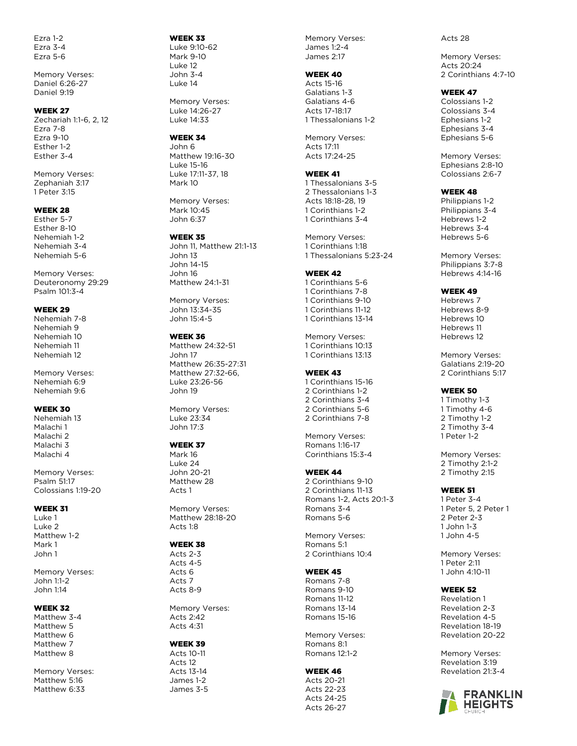Ezra 1-2
Ezra 3-4
Ezra 5-6

Memory Verses:
Daniel 6:26-27
Daniel 9:19

**WEEK 27**
Zechariah 1:1-6, 2, 12
Ezra 7-8
Ezra 9-10
Esther 1-2
Esther 3-4

Memory Verses:
Zephaniah 3:17
1 Peter 3:15

**WEEK 28**
Esther 5-7
Esther 8-10
Nehemiah 1-2
Nehemiah 3-4
Nehemiah 5-6

Memory Verses:
Deuteronomy 29:29
Psalm 101:3-4

**WEEK 29**
Nehemiah 7-8
Nehemiah 9
Nehemiah 10
Nehemiah 11
Nehemiah 12

Memory Verses:
Nehemiah 6:9
Nehemiah 9:6

**WEEK 30**
Nehemiah 13
Malachi 1
Malachi 2
Malachi 3
Malachi 4

Memory Verses:
Psalm 51:17
Colossians 1:19-20

**WEEK 31**
Luke 1
Luke 2
Matthew 1-2
Mark 1
John 1

Memory Verses:
John 1:1-2
John 1:14

**WEEK 32**
Matthew 3-4
Matthew 5
Matthew 6
Matthew 7
Matthew 8

Memory Verses:
Matthew 5:16
Matthew 6:33

**WEEK 33**
Luke 9:10-62
Mark 9-10
Luke 12
John 3-4
Luke 14

Memory Verses:
Luke 14:26-27
Luke 14:33

**WEEK 34**
John 6
Matthew 19:16-30
Luke 15-16
Luke 17:11-37, 18
Mark 10

Memory Verses:
Mark 10:45
John 6:37

**WEEK 35**
John 11, Matthew 21:1-13
John 13
John 14-15
John 16
Matthew 24:1-31

Memory Verses:
John 13:34-35
John 15:4-5

**WEEK 36**
Matthew 24:32-51
John 17
Matthew 26:35-27:31
Matthew 27:32-66,
Luke 23:26-56
John 19

Memory Verses:
Luke 23:34
John 17:3

**WEEK 37**
Mark 16
Luke 24
John 20-21
Matthew 28
Acts 1

Memory Verses:
Matthew 28:18-20
Acts 1:8

**WEEK 38**
Acts 2-3
Acts 4-5
Acts 6
Acts 7
Acts 8-9

Memory Verses:
Acts 2:42
Acts 4:31

**WEEK 39**
Acts 10-11
Acts 12
Acts 13-14
James 1-2
James 3-5

Memory Verses:
James 1:2-4
James 2:17

**WEEK 40**
Acts 15-16
Galatians 1-3
Galatians 4-6
Acts 17-18:17
1 Thessalonians 1-2

Memory Verses:
Acts 17:11
Acts 17:24-25

**WEEK 41**
1 Thessalonians 3-5
2 Thessalonians 1-3
Acts 18:18-28, 19
1 Corinthians 1-2
1 Corinthians 3-4

Memory Verses:
1 Corinthians 1:18
1 Thessalonians 5:23-24

**WEEK 42**
1 Corinthians 5-6
1 Corinthians 7-8
1 Corinthians 9-10
1 Corinthians 11-12
1 Corinthians 13-14

Memory Verses:
1 Corinthians 10:13
1 Corinthians 13:13

**WEEK 43**
1 Corinthians 15-16
2 Corinthians 1-2
2 Corinthians 3-4
2 Corinthians 5-6
2 Corinthians 7-8

Memory Verses:
Romans 1:16-17
Corinthians 15:3-4

**WEEK 44**
2 Corinthians 9-10
2 Corinthians 11-13
Romans 1-2, Acts 20:1-3
Romans 3-4
Romans 5-6

Memory Verses:
Romans 5:1
2 Corinthians 10:4

**WEEK 45**
Romans 7-8
Romans 9-10
Romans 11-12
Romans 13-14
Romans 15-16

Memory Verses:
Romans 8:1
Romans 12:1-2

**WEEK 46**
Acts 20-21
Acts 22-23
Acts 24-25
Acts 26-27
Acts 28

Memory Verses:
Acts 20:24
2 Corinthians 4:7-10

**WEEK 47**
Colossians 1-2
Colossians 3-4
Ephesians 1-2
Ephesians 3-4
Ephesians 5-6

Memory Verses:
Ephesians 2:8-10
Colossians 2:6-7

**WEEK 48**
Philippians 1-2
Philippians 3-4
Hebrews 1-2
Hebrews 3-4
Hebrews 5-6

Memory Verses:
Philippians 3:7-8
Hebrews 4:14-16

**WEEK 49**
Hebrews 7
Hebrews 8-9
Hebrews 10
Hebrews 11
Hebrews 12

Memory Verses:
Galatians 2:19-20
2 Corinthians 5:17

**WEEK 50**
1 Timothy 1-3
1 Timothy 4-6
2 Timothy 1-2
2 Timothy 3-4
1 Peter 1-2

Memory Verses:
2 Timothy 2:1-2
2 Timothy 2:15

**WEEK 51**
1 Peter 3-4
1 Peter 5, 2 Peter 1
2 Peter 2-3
1 John 1-3
1 John 4-5

Memory Verses:
1 Peter 2:11
1 John 4:10-11

**WEEK 52**
Revelation 1
Revelation 2-3
Revelation 4-5
Revelation 18-19
Revelation 20-22

Memory Verses:
Revelation 3:19
Revelation 21:3-4

FRANKLIN HEIGHTS CHURCH